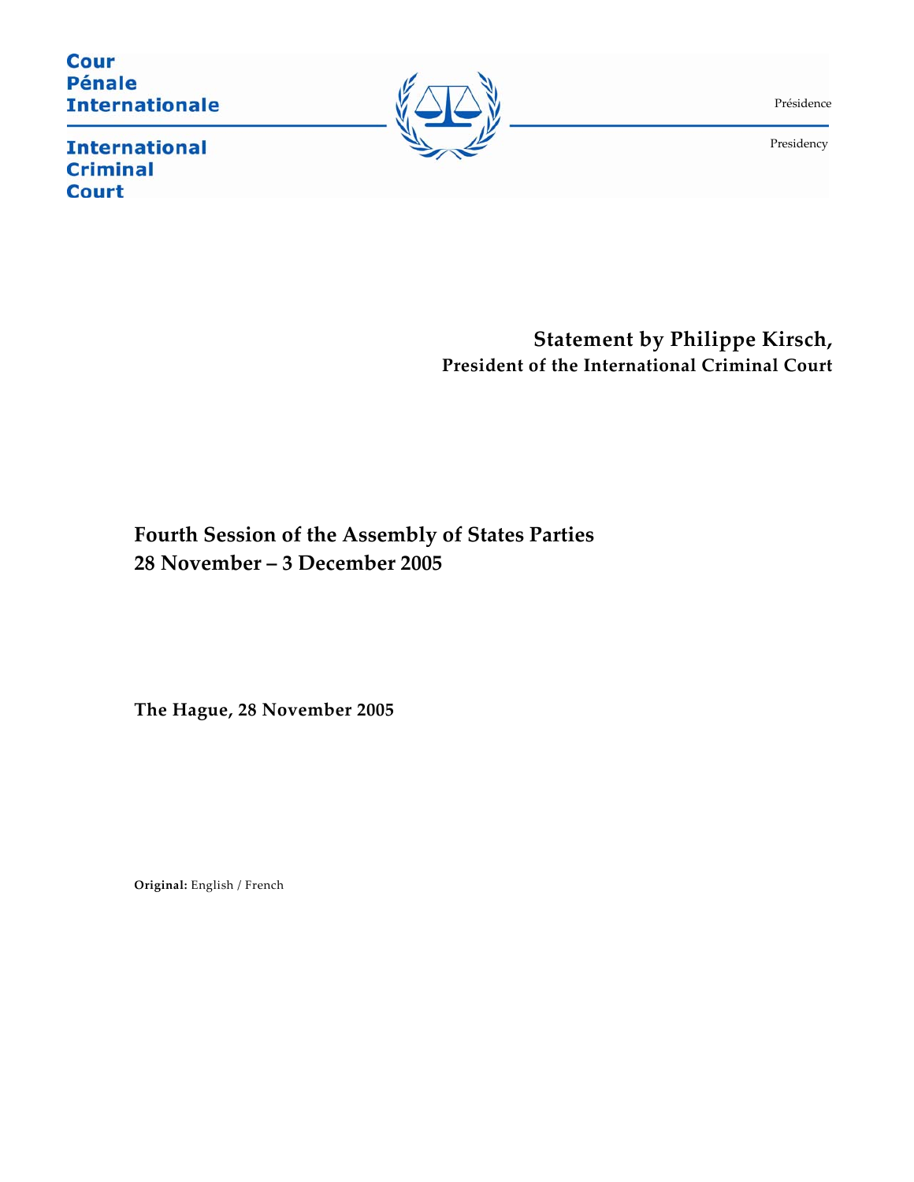**Cour Pénale Internationale**

**International Criminal Court**

Présidence

Presidency

# Statement by Philippe Kirsch,

## President of the International Criminal Court

## Fourth Session of the Assembly of States Parties
## 28 November – 3 December 2005

**The Hague, 28 November 2005**

**Original:** English / French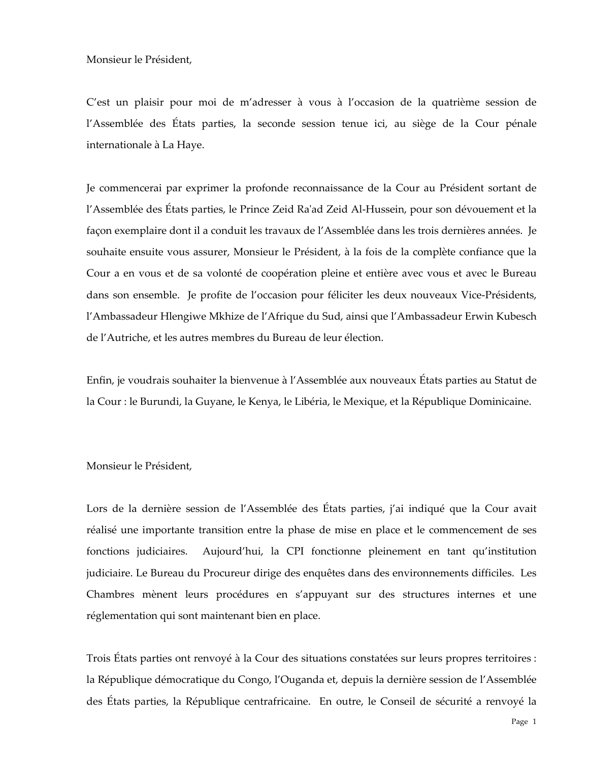Monsieur le Président,

C'est un plaisir pour moi de m'adresser à vous à l'occasion de la quatrième session de l'Assemblée des États parties, la seconde session tenue ici, au siège de la Cour pénale internationale à La Haye.

Je commencerai par exprimer la profonde reconnaissance de la Cour au Président sortant de l'Assemblée des États parties, le Prince Zeid Ra'ad Zeid Al-Hussein, pour son dévouement et la façon exemplaire dont il a conduit les travaux de l'Assemblée dans les trois dernières années. Je souhaite ensuite vous assurer, Monsieur le Président, à la fois de la complète confiance que la Cour a en vous et de sa volonté de coopération pleine et entière avec vous et avec le Bureau dans son ensemble. Je profite de l'occasion pour féliciter les deux nouveaux Vice-Présidents, l'Ambassadeur Hlengiwe Mkhize de l'Afrique du Sud, ainsi que l'Ambassadeur Erwin Kubesch de l'Autriche, et les autres membres du Bureau de leur élection.

Enfin, je voudrais souhaiter la bienvenue à l'Assemblée aux nouveaux États parties au Statut de la Cour : le Burundi, la Guyane, le Kenya, le Libéria, le Mexique, et la République Dominicaine.

Monsieur le Président,

Lors de la dernière session de l'Assemblée des États parties, j'ai indiqué que la Cour avait réalisé une importante transition entre la phase de mise en place et le commencement de ses fonctions judiciaires. Aujourd'hui, la CPI fonctionne pleinement en tant qu'institution judiciaire. Le Bureau du Procureur dirige des enquêtes dans des environnements difficiles. Les Chambres mènent leurs procédures en s'appuyant sur des structures internes et une réglementation qui sont maintenant bien en place.

Trois États parties ont renvoyé à la Cour des situations constatées sur leurs propres territoires : la République démocratique du Congo, l'Ouganda et, depuis la dernière session de l'Assemblée des États parties, la République centrafricaine. En outre, le Conseil de sécurité a renvoyé la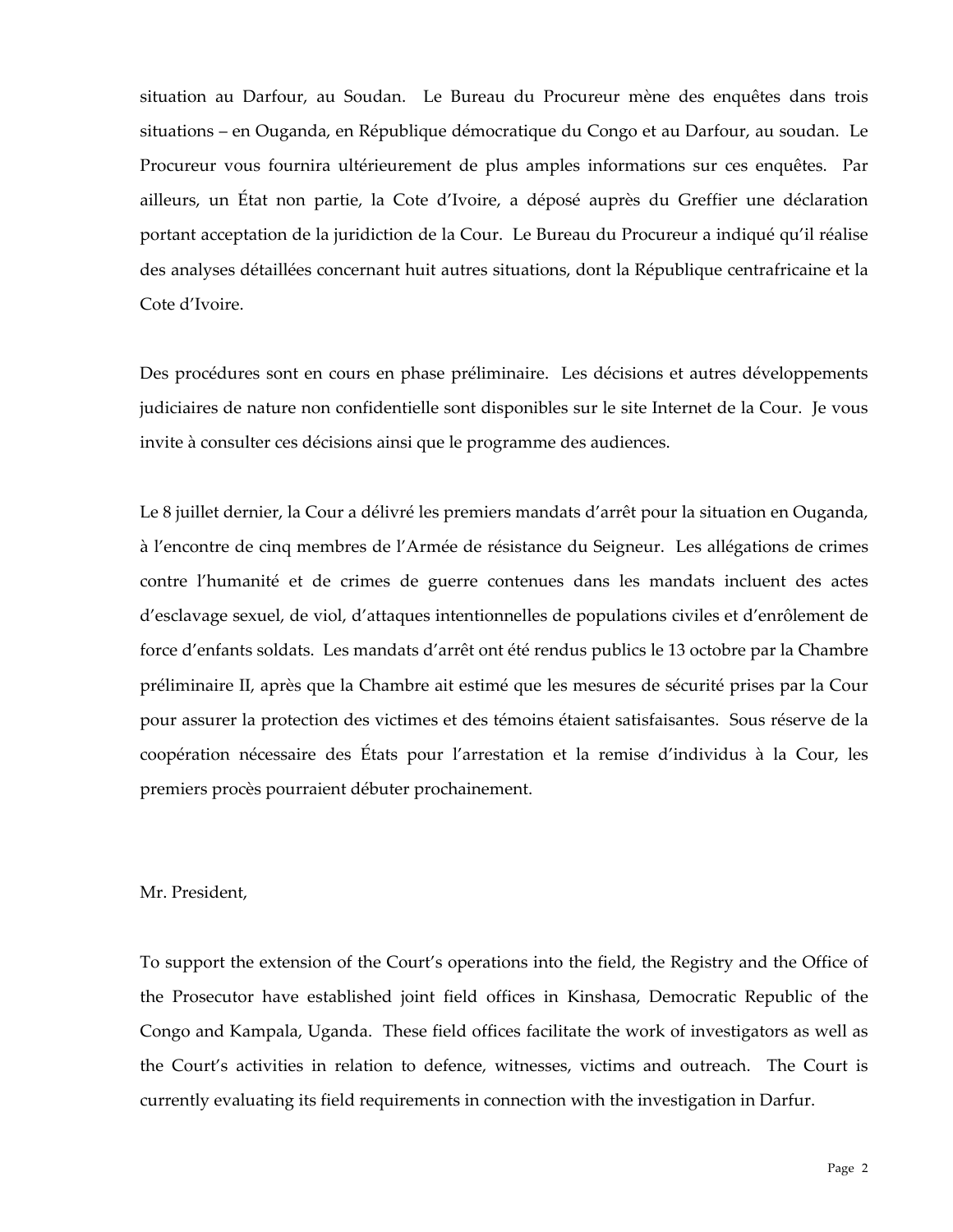situation au Darfour, au Soudan. Le Bureau du Procureur mène des enquêtes dans trois situations – en Ouganda, en République démocratique du Congo et au Darfour, au soudan. Le Procureur vous fournira ultérieurement de plus amples informations sur ces enquêtes. Par ailleurs, un État non partie, la Cote d'Ivoire, a déposé auprès du Greffier une déclaration portant acceptation de la juridiction de la Cour. Le Bureau du Procureur a indiqué qu'il réalise des analyses détaillées concernant huit autres situations, dont la République centrafricaine et la Cote d'Ivoire.

Des procédures sont en cours en phase préliminaire. Les décisions et autres développements judiciaires de nature non confidentielle sont disponibles sur le site Internet de la Cour. Je vous invite à consulter ces décisions ainsi que le programme des audiences.

Le 8 juillet dernier, la Cour a délivré les premiers mandats d'arrêt pour la situation en Ouganda, à l'encontre de cinq membres de l'Armée de résistance du Seigneur. Les allégations de crimes contre l'humanité et de crimes de guerre contenues dans les mandats incluent des actes d'esclavage sexuel, de viol, d'attaques intentionnelles de populations civiles et d'enrôlement de force d'enfants soldats. Les mandats d'arrêt ont été rendus publics le 13 octobre par la Chambre préliminaire II, après que la Chambre ait estimé que les mesures de sécurité prises par la Cour pour assurer la protection des victimes et des témoins étaient satisfaisantes. Sous réserve de la coopération nécessaire des États pour l'arrestation et la remise d'individus à la Cour, les premiers procès pourraient débuter prochainement.

Mr. President,

To support the extension of the Court's operations into the field, the Registry and the Office of the Prosecutor have established joint field offices in Kinshasa, Democratic Republic of the Congo and Kampala, Uganda. These field offices facilitate the work of investigators as well as the Court's activities in relation to defence, witnesses, victims and outreach. The Court is currently evaluating its field requirements in connection with the investigation in Darfur.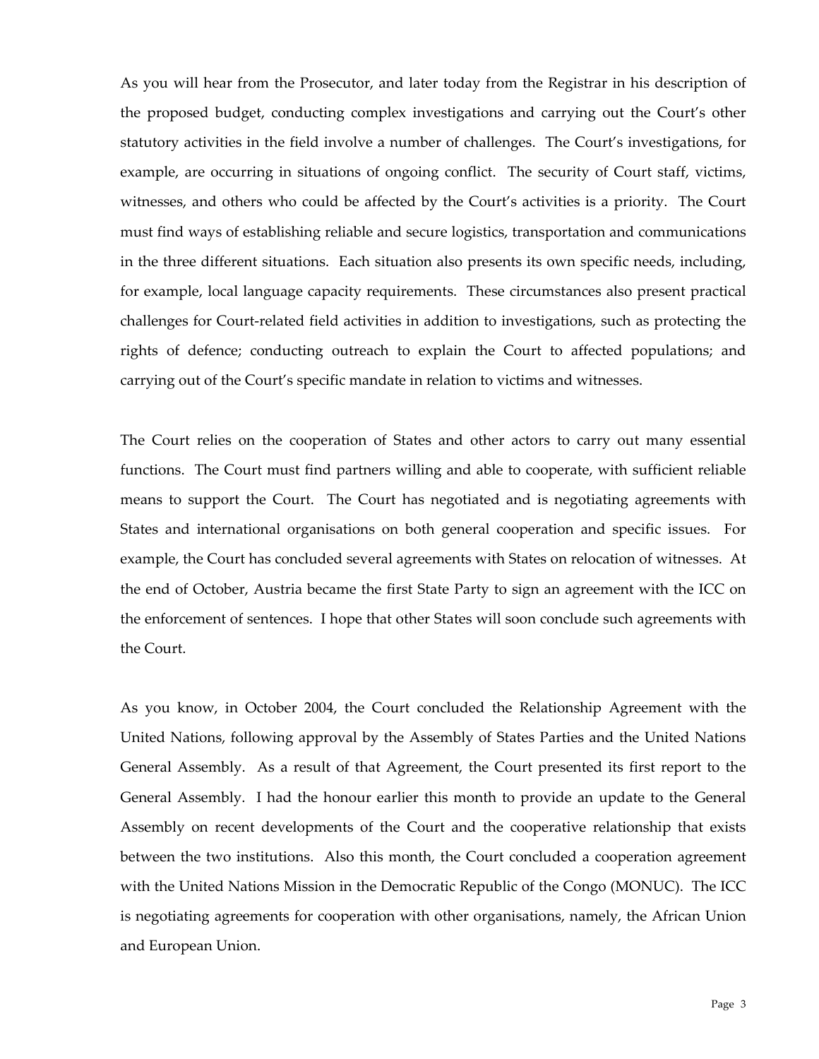As you will hear from the Prosecutor, and later today from the Registrar in his description of the proposed budget, conducting complex investigations and carrying out the Court's other statutory activities in the field involve a number of challenges. The Court's investigations, for example, are occurring in situations of ongoing conflict. The security of Court staff, victims, witnesses, and others who could be affected by the Court's activities is a priority. The Court must find ways of establishing reliable and secure logistics, transportation and communications in the three different situations. Each situation also presents its own specific needs, including, for example, local language capacity requirements. These circumstances also present practical challenges for Court-related field activities in addition to investigations, such as protecting the rights of defence; conducting outreach to explain the Court to affected populations; and carrying out of the Court's specific mandate in relation to victims and witnesses.

The Court relies on the cooperation of States and other actors to carry out many essential functions. The Court must find partners willing and able to cooperate, with sufficient reliable means to support the Court. The Court has negotiated and is negotiating agreements with States and international organisations on both general cooperation and specific issues. For example, the Court has concluded several agreements with States on relocation of witnesses. At the end of October, Austria became the first State Party to sign an agreement with the ICC on the enforcement of sentences. I hope that other States will soon conclude such agreements with the Court.

As you know, in October 2004, the Court concluded the Relationship Agreement with the United Nations, following approval by the Assembly of States Parties and the United Nations General Assembly. As a result of that Agreement, the Court presented its first report to the General Assembly. I had the honour earlier this month to provide an update to the General Assembly on recent developments of the Court and the cooperative relationship that exists between the two institutions. Also this month, the Court concluded a cooperation agreement with the United Nations Mission in the Democratic Republic of the Congo (MONUC). The ICC is negotiating agreements for cooperation with other organisations, namely, the African Union and European Union.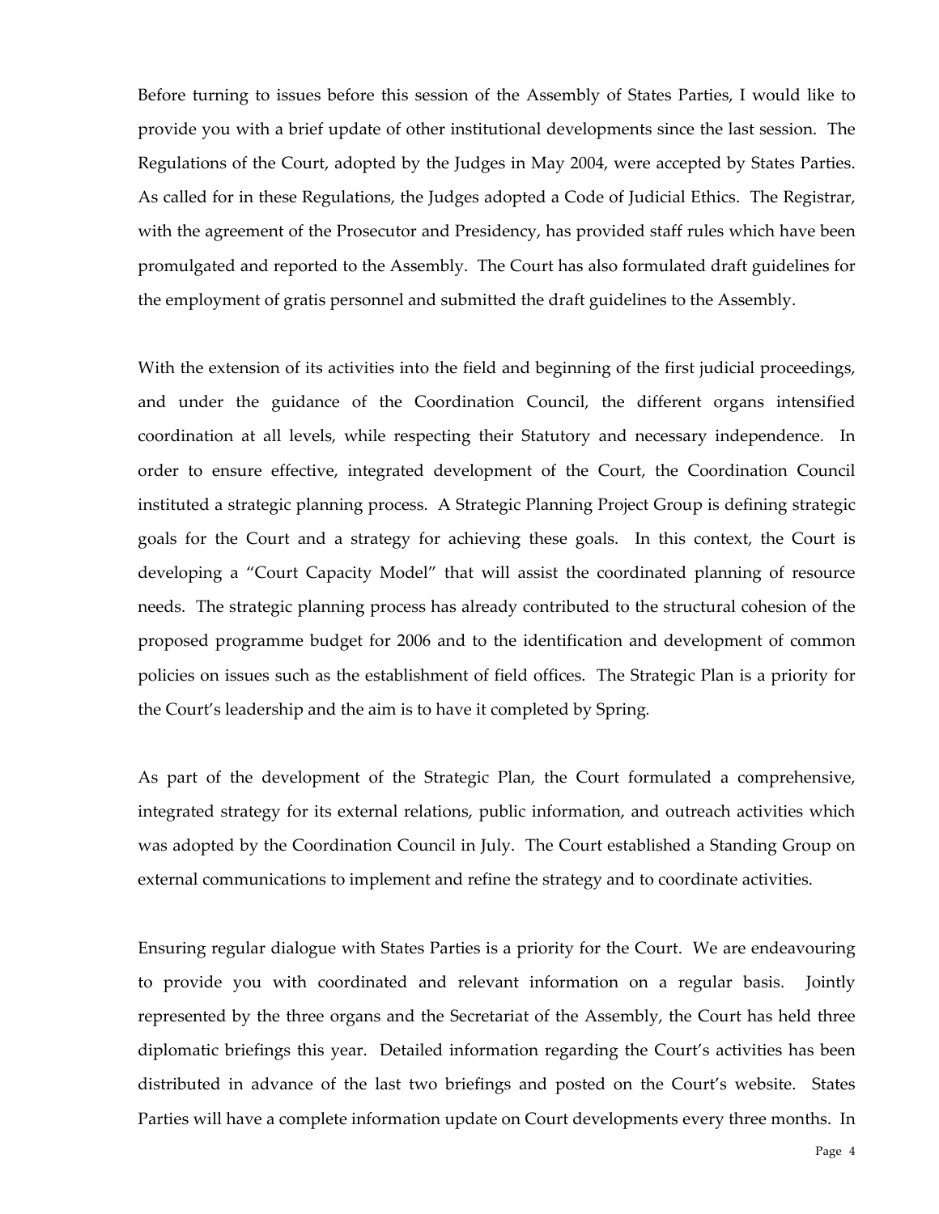Before turning to issues before this session of the Assembly of States Parties, I would like to provide you with a brief update of other institutional developments since the last session. The Regulations of the Court, adopted by the Judges in May 2004, were accepted by States Parties. As called for in these Regulations, the Judges adopted a Code of Judicial Ethics. The Registrar, with the agreement of the Prosecutor and Presidency, has provided staff rules which have been promulgated and reported to the Assembly. The Court has also formulated draft guidelines for the employment of gratis personnel and submitted the draft guidelines to the Assembly.

With the extension of its activities into the field and beginning of the first judicial proceedings, and under the guidance of the Coordination Council, the different organs intensified coordination at all levels, while respecting their Statutory and necessary independence. In order to ensure effective, integrated development of the Court, the Coordination Council instituted a strategic planning process. A Strategic Planning Project Group is defining strategic goals for the Court and a strategy for achieving these goals. In this context, the Court is developing a "Court Capacity Model" that will assist the coordinated planning of resource needs. The strategic planning process has already contributed to the structural cohesion of the proposed programme budget for 2006 and to the identification and development of common policies on issues such as the establishment of field offices. The Strategic Plan is a priority for the Court's leadership and the aim is to have it completed by Spring.

As part of the development of the Strategic Plan, the Court formulated a comprehensive, integrated strategy for its external relations, public information, and outreach activities which was adopted by the Coordination Council in July. The Court established a Standing Group on external communications to implement and refine the strategy and to coordinate activities.

Ensuring regular dialogue with States Parties is a priority for the Court. We are endeavouring to provide you with coordinated and relevant information on a regular basis. Jointly represented by the three organs and the Secretariat of the Assembly, the Court has held three diplomatic briefings this year. Detailed information regarding the Court's activities has been distributed in advance of the last two briefings and posted on the Court's website. States Parties will have a complete information update on Court developments every three months. In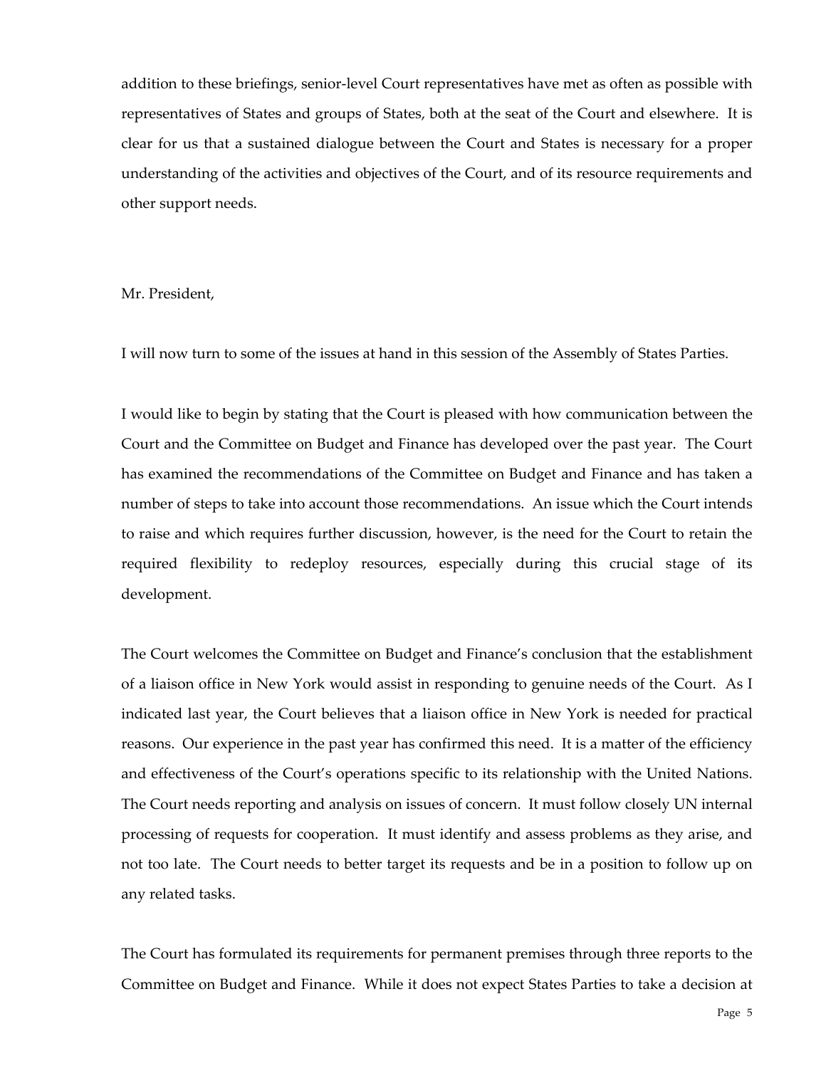addition to these briefings, senior-level Court representatives have met as often as possible with representatives of States and groups of States, both at the seat of the Court and elsewhere. It is clear for us that a sustained dialogue between the Court and States is necessary for a proper understanding of the activities and objectives of the Court, and of its resource requirements and other support needs.

Mr. President,

I will now turn to some of the issues at hand in this session of the Assembly of States Parties.

I would like to begin by stating that the Court is pleased with how communication between the Court and the Committee on Budget and Finance has developed over the past year. The Court has examined the recommendations of the Committee on Budget and Finance and has taken a number of steps to take into account those recommendations. An issue which the Court intends to raise and which requires further discussion, however, is the need for the Court to retain the required flexibility to redeploy resources, especially during this crucial stage of its development.

The Court welcomes the Committee on Budget and Finance's conclusion that the establishment of a liaison office in New York would assist in responding to genuine needs of the Court. As I indicated last year, the Court believes that a liaison office in New York is needed for practical reasons. Our experience in the past year has confirmed this need. It is a matter of the efficiency and effectiveness of the Court's operations specific to its relationship with the United Nations. The Court needs reporting and analysis on issues of concern. It must follow closely UN internal processing of requests for cooperation. It must identify and assess problems as they arise, and not too late. The Court needs to better target its requests and be in a position to follow up on any related tasks.

The Court has formulated its requirements for permanent premises through three reports to the Committee on Budget and Finance. While it does not expect States Parties to take a decision at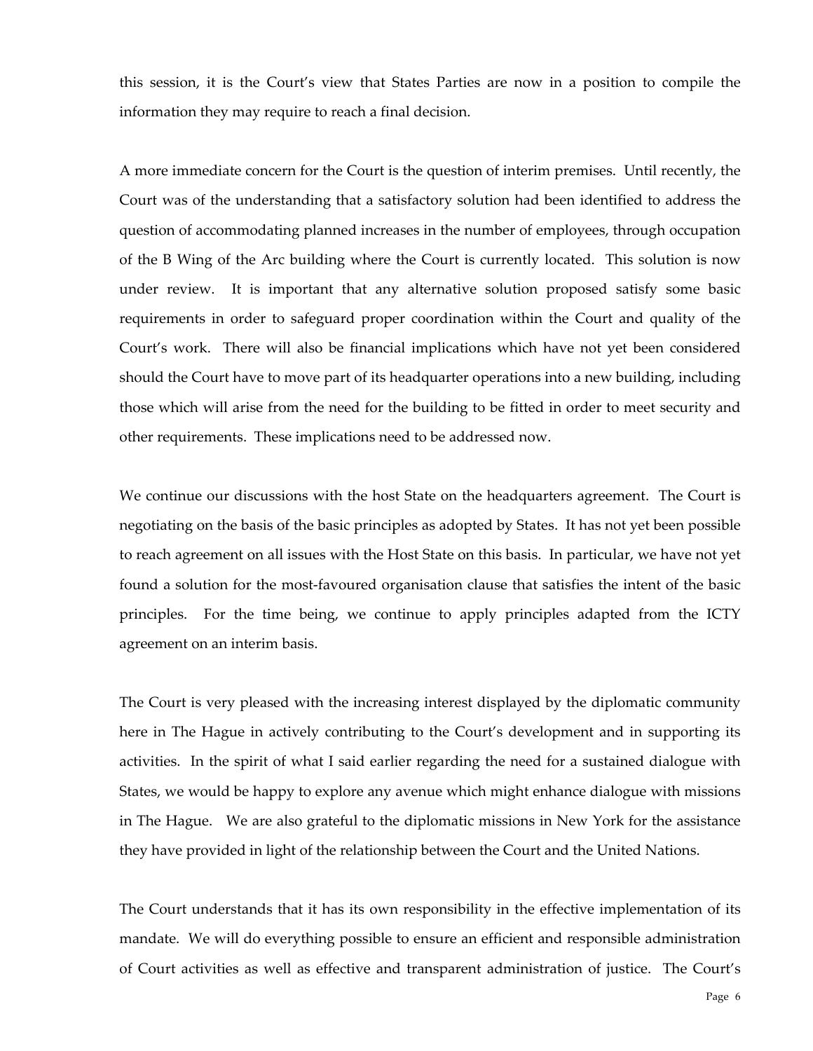this session, it is the Court's view that States Parties are now in a position to compile the information they may require to reach a final decision.

A more immediate concern for the Court is the question of interim premises. Until recently, the Court was of the understanding that a satisfactory solution had been identified to address the question of accommodating planned increases in the number of employees, through occupation of the B Wing of the Arc building where the Court is currently located. This solution is now under review. It is important that any alternative solution proposed satisfy some basic requirements in order to safeguard proper coordination within the Court and quality of the Court's work. There will also be financial implications which have not yet been considered should the Court have to move part of its headquarter operations into a new building, including those which will arise from the need for the building to be fitted in order to meet security and other requirements. These implications need to be addressed now.

We continue our discussions with the host State on the headquarters agreement. The Court is negotiating on the basis of the basic principles as adopted by States. It has not yet been possible to reach agreement on all issues with the Host State on this basis. In particular, we have not yet found a solution for the most-favoured organisation clause that satisfies the intent of the basic principles. For the time being, we continue to apply principles adapted from the ICTY agreement on an interim basis.

The Court is very pleased with the increasing interest displayed by the diplomatic community here in The Hague in actively contributing to the Court's development and in supporting its activities. In the spirit of what I said earlier regarding the need for a sustained dialogue with States, we would be happy to explore any avenue which might enhance dialogue with missions in The Hague. We are also grateful to the diplomatic missions in New York for the assistance they have provided in light of the relationship between the Court and the United Nations.

The Court understands that it has its own responsibility in the effective implementation of its mandate. We will do everything possible to ensure an efficient and responsible administration of Court activities as well as effective and transparent administration of justice. The Court's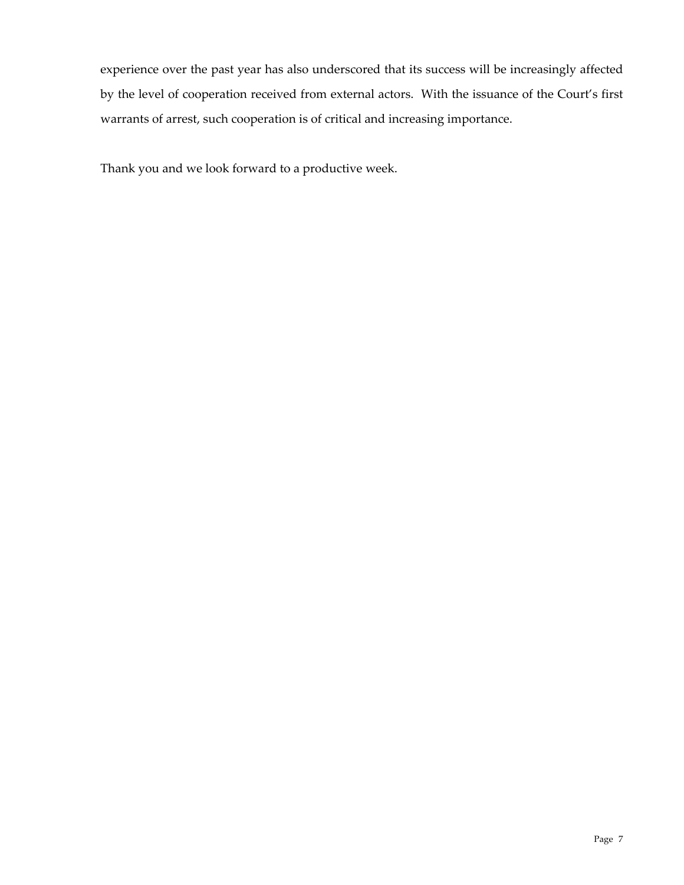experience over the past year has also underscored that its success will be increasingly affected by the level of cooperation received from external actors. With the issuance of the Court's first warrants of arrest, such cooperation is of critical and increasing importance.

Thank you and we look forward to a productive week.